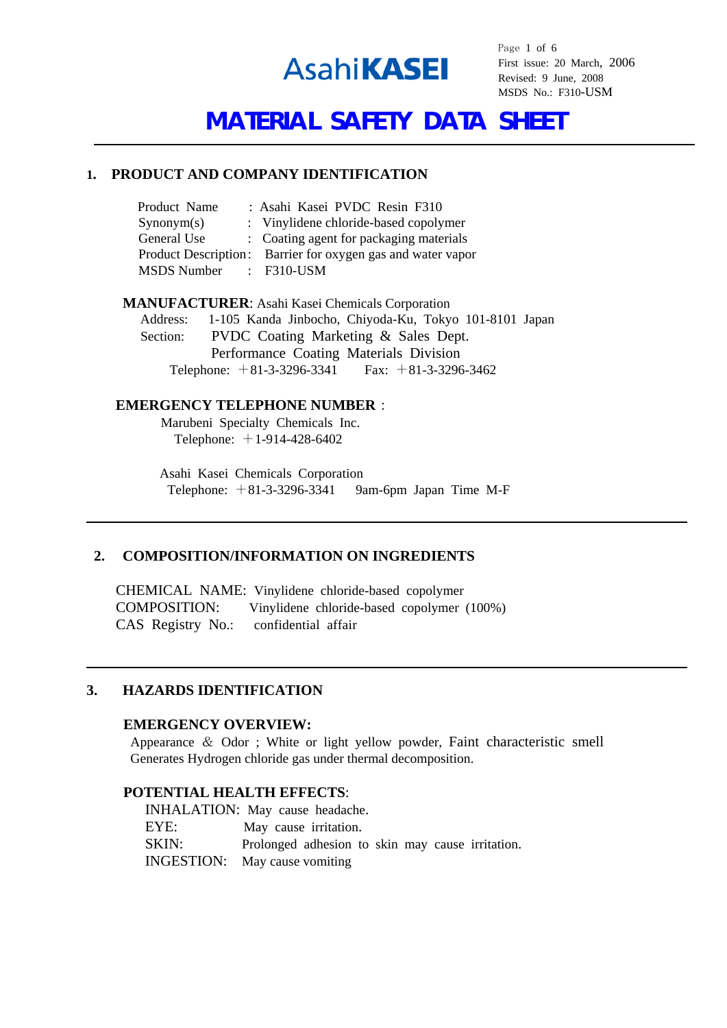AsahiKASEI

First issue: 20 March, 2006
Revised: 9 June, 2008
MSDS No.: F310-USM

# MATERIAL SAFETY DATA SHEET

## 1. PRODUCT AND COMPANY IDENTIFICATION

Product Name : Asahi Kasei PVDC Resin F310
Synonym(s) : Vinylidene chloride-based copolymer
General Use : Coating agent for packaging materials
Product Description : Barrier for oxygen gas and water vapor
MSDS Number : F310-USM

**MANUFACTURER**: Asahi Kasei Chemicals Corporation
Address: 1-105 Kanda Jinbocho, Chiyoda-Ku, Tokyo 101-8101 Japan
Section: PVDC Coating Marketing & Sales Dept.
Performance Coating Materials Division
Telephone: ＋81-3-3296-3341 Fax: ＋81-3-3296-3462

**EMERGENCY TELEPHONE NUMBER** :
Marubeni Specialty Chemicals Inc.
Telephone: ＋1-914-428-6402

Asahi Kasei Chemicals Corporation
Telephone: ＋81-3-3296-3341 9am-6pm Japan Time M-F

## 2. COMPOSITION/INFORMATION ON INGREDIENTS

CHEMICAL NAME: Vinylidene chloride-based copolymer
COMPOSITION: Vinylidene chloride-based copolymer (100%)
CAS Registry No.: confidential affair

## 3. HAZARDS IDENTIFICATION

**EMERGENCY OVERVIEW:**
Appearance & Odor ; White or light yellow powder, Faint characteristic smell
Generates Hydrogen chloride gas under thermal decomposition.

**POTENTIAL HEALTH EFFECTS**:
INHALATION: May cause headache.
EYE: May cause irritation.
SKIN: Prolonged adhesion to skin may cause irritation.
INGESTION: May cause vomiting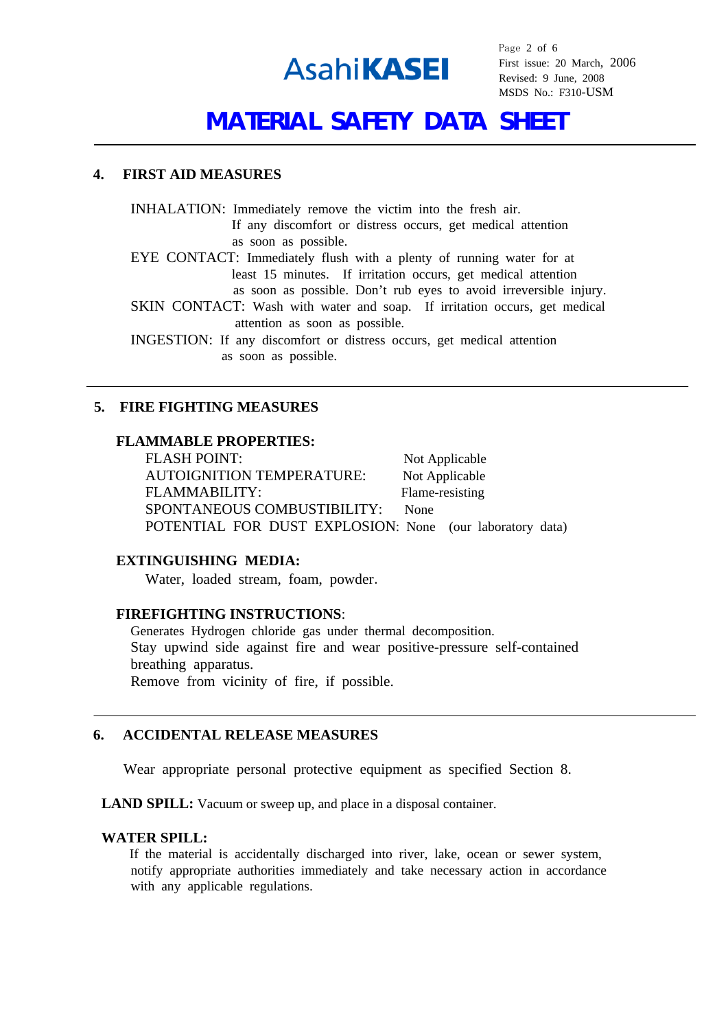## 4. FIRST AID MEASURES

INHALATION: Immediately remove the victim into the fresh air. If any discomfort or distress occurs, get medical attention as soon as possible.

EYE CONTACT: Immediately flush with a plenty of running water for at least 15 minutes. If irritation occurs, get medical attention as soon as possible. Don't rub eyes to avoid irreversible injury.

SKIN CONTACT: Wash with water and soap. If irritation occurs, get medical attention as soon as possible.

INGESTION: If any discomfort or distress occurs, get medical attention as soon as possible.

---

## 5. FIRE FIGHTING MEASURES

### FLAMMABLE PROPERTIES:

| | |
|---|---|
| FLASH POINT: | Not Applicable |
| AUTOIGNITION TEMPERATURE: | Not Applicable |
| FLAMMABILITY: | Flame-resisting |
| SPONTANEOUS COMBUSTIBILITY: | None |
| POTENTIAL FOR DUST EXPLOSION: | None (our laboratory data) |

### EXTINGUISHING MEDIA:

Water, loaded stream, foam, powder.

### FIREFIGHTING INSTRUCTIONS:

Generates Hydrogen chloride gas under thermal decomposition.
Stay upwind side against fire and wear positive-pressure self-contained breathing apparatus.
Remove from vicinity of fire, if possible.

---

## 6. ACCIDENTAL RELEASE MEASURES

Wear appropriate personal protective equipment as specified Section 8.

**LAND SPILL:** Vacuum or sweep up, and place in a disposal container.

**WATER SPILL:**
If the material is accidentally discharged into river, lake, ocean or sewer system, notify appropriate authorities immediately and take necessary action in accordance with any applicable regulations.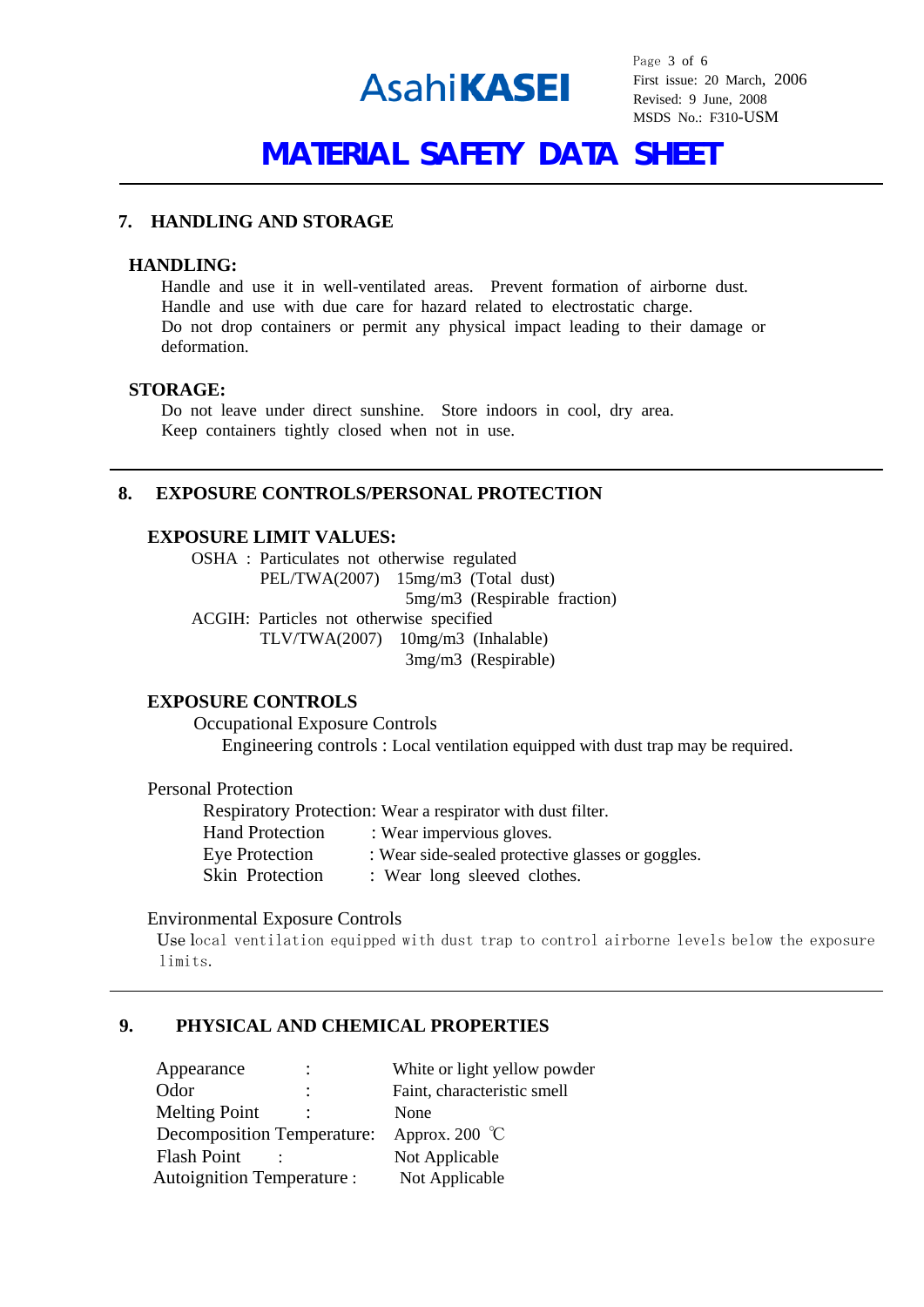# MATERIAL SAFETY DATA SHEET

## 7. HANDLING AND STORAGE

### HANDLING:

Handle and use it in well-ventilated areas. Prevent formation of airborne dust.
Handle and use with due care for hazard related to electrostatic charge.
Do not drop containers or permit any physical impact leading to their damage or deformation.

### STORAGE:

Do not leave under direct sunshine. Store indoors in cool, dry area.
Keep containers tightly closed when not in use.

## 8. EXPOSURE CONTROLS/PERSONAL PROTECTION

### EXPOSURE LIMIT VALUES:

OSHA : Particulates not otherwise regulated
PEL/TWA(2007) 15mg/m3 (Total dust)
5mg/m3 (Respirable fraction)

ACGIH: Particles not otherwise specified
TLV/TWA(2007) 10mg/m3 (Inhalable)
3mg/m3 (Respirable)

### EXPOSURE CONTROLS

Occupational Exposure Controls

Engineering controls : Local ventilation equipped with dust trap may be required.

Personal Protection

Respiratory Protection: Wear a respirator with dust filter.
Hand Protection : Wear impervious gloves.
Eye Protection : Wear side-sealed protective glasses or goggles.
Skin Protection : Wear long sleeved clothes.

Environmental Exposure Controls

Use local ventilation equipped with dust trap to control airborne levels below the exposure limits.

## 9. PHYSICAL AND CHEMICAL PROPERTIES

| | | |
|---|---|---|
| Appearance | : | White or light yellow powder |
| Odor | : | Faint, characteristic smell |
| Melting Point | : | None |
| Decomposition Temperature | : | Approx. 200 ℃ |
| Flash Point | : | Not Applicable |
| Autoignition Temperature | : | Not Applicable |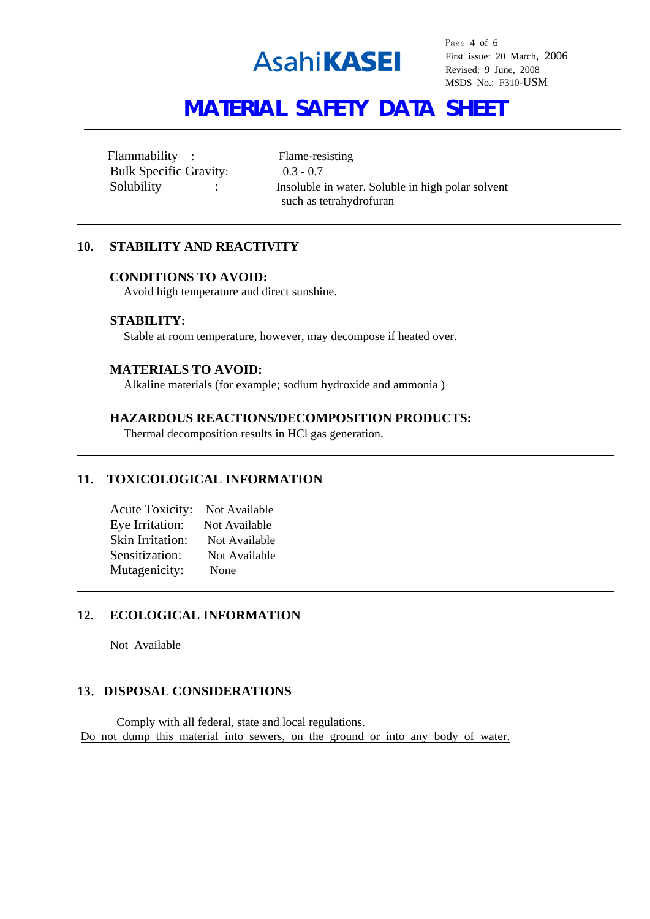| | |
|---|---|
| Flammability : | Flame-resisting |
| Bulk Specific Gravity: | 0.3 - 0.7 |
| Solubility : | Insoluble in water. Soluble in high polar solvent such as tetrahydrofuran |

## 10. STABILITY AND REACTIVITY

**CONDITIONS TO AVOID:**

Avoid high temperature and direct sunshine.

**STABILITY:**

Stable at room temperature, however, may decompose if heated over.

**MATERIALS TO AVOID:**

Alkaline materials (for example; sodium hydroxide and ammonia )

**HAZARDOUS REACTIONS/DECOMPOSITION PRODUCTS:**

Thermal decomposition results in HCl gas generation.

## 11. TOXICOLOGICAL INFORMATION

| | |
|---|---|
| Acute Toxicity: | Not Available |
| Eye Irritation: | Not Available |
| Skin Irritation: | Not Available |
| Sensitization: | Not Available |
| Mutagenicity: | None |

## 12. ECOLOGICAL INFORMATION

Not Available

## 13. DISPOSAL CONSIDERATIONS

Comply with all federal, state and local regulations.

Do not dump this material into sewers, on the ground or into any body of water.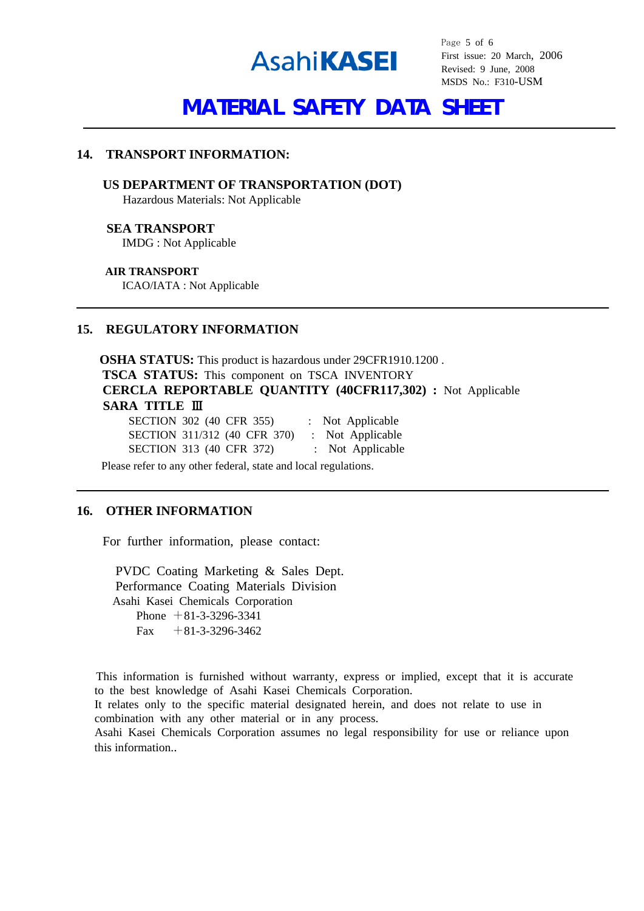## 14. TRANSPORT INFORMATION:

**US DEPARTMENT OF TRANSPORTATION (DOT)**
Hazardous Materials: Not Applicable

**SEA TRANSPORT**
IMDG : Not Applicable

**AIR TRANSPORT**
ICAO/IATA : Not Applicable

## 15. REGULATORY INFORMATION

**OSHA STATUS:** This product is hazardous under 29CFR1910.1200 .
**TSCA STATUS:** This component on TSCA INVENTORY
**CERCLA REPORTABLE QUANTITY (40CFR117,302) :** Not Applicable
**SARA TITLE Ⅲ**

SECTION 302 (40 CFR 355) : Not Applicable
SECTION 311/312 (40 CFR 370) : Not Applicable
SECTION 313 (40 CFR 372) : Not Applicable

Please refer to any other federal, state and local regulations.

## 16. OTHER INFORMATION

For further information, please contact:

PVDC Coating Marketing & Sales Dept.
Performance Coating Materials Division
Asahi Kasei Chemicals Corporation
Phone ＋81-3-3296-3341
Fax ＋81-3-3296-3462

This information is furnished without warranty, express or implied, except that it is accurate to the best knowledge of Asahi Kasei Chemicals Corporation.
It relates only to the specific material designated herein, and does not relate to use in combination with any other material or in any process.
Asahi Kasei Chemicals Corporation assumes no legal responsibility for use or reliance upon this information..